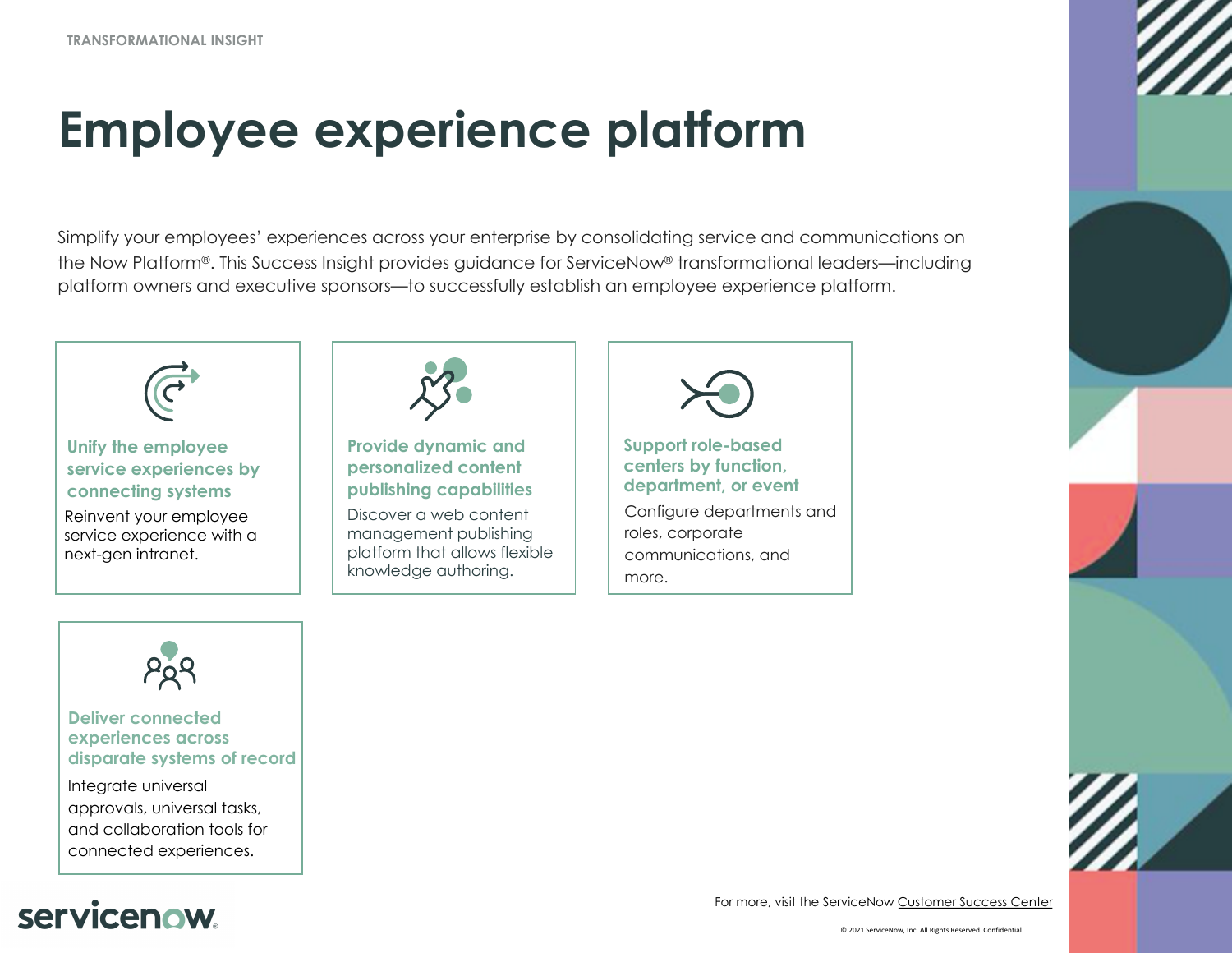TRANSFORMATIONAL INSIGHT

# Employee experience platform

Simplify your employees' experiences across your enterprise by consolidating service and communications on the Now Platform®. This Success Insight provides guidance for ServiceNow® transformational leaders—including platform owners and executive sponsors—to successfully establish an employee experience platform.

### Unify the employee service experiences by connecting systems

Reinvent your employee service experience with a next-gen intranet.

### Provide dynamic and personalized content publishing capabilities

Discover a web content management publishing platform that allows flexible knowledge authoring.

### Support role-based centers by function, department, or event

Configure departments and roles, corporate communications, and more.

### Deliver connected experiences across disparate systems of record

Integrate universal approvals, universal tasks, and collaboration tools for connected experiences.

For more, visit the ServiceNow Customer Success Center

© 2021 ServiceNow, Inc. All Rights Reserved. Confidential.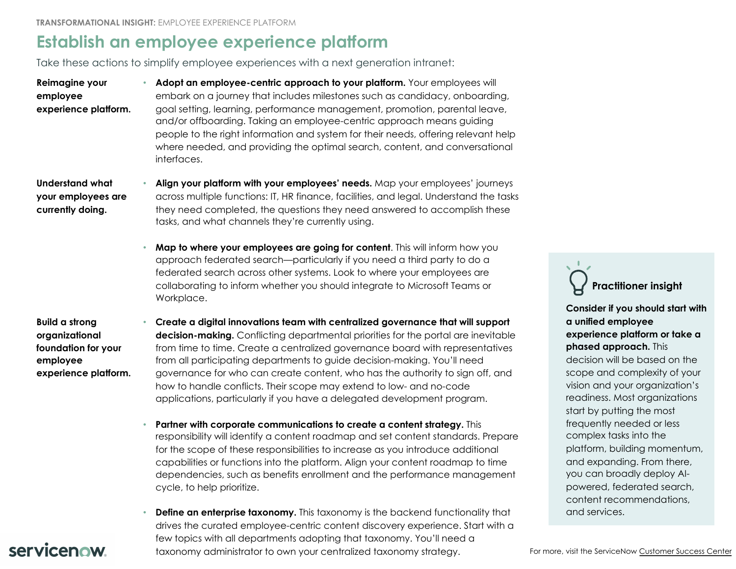TRANSFORMATIONAL INSIGHT: EMPLOYEE EXPERIENCE PLATFORM

# Establish an employee experience platform

Take these actions to simplify employee experiences with a next generation intranet:

**Reimagine your employee experience platform.**

- **Adopt an employee-centric approach to your platform.** Your employees will embark on a journey that includes milestones such as candidacy, onboarding, goal setting, learning, performance management, promotion, parental leave, and/or offboarding. Taking an employee-centric approach means guiding people to the right information and system for their needs, offering relevant help where needed, and providing the optimal search, content, and conversational interfaces.

**Understand what your employees are currently doing.**

- **Align your platform with your employees' needs.** Map your employees' journeys across multiple functions: IT, HR finance, facilities, and legal. Understand the tasks they need completed, the questions they need answered to accomplish these tasks, and what channels they're currently using.
- **Map to where your employees are going for content**. This will inform how you approach federated search—particularly if you need a third party to do a federated search across other systems. Look to where your employees are collaborating to inform whether you should integrate to Microsoft Teams or Workplace.

**Build a strong organizational foundation for your employee experience platform.**

- **Create a digital innovations team with centralized governance that will support decision-making.** Conflicting departmental priorities for the portal are inevitable from time to time. Create a centralized governance board with representatives from all participating departments to guide decision-making. You'll need governance for who can create content, who has the authority to sign off, and how to handle conflicts. Their scope may extend to low- and no-code applications, particularly if you have a delegated development program.
- **Partner with corporate communications to create a content strategy.** This responsibility will identify a content roadmap and set content standards. Prepare for the scope of these responsibilities to increase as you introduce additional capabilities or functions into the platform. Align your content roadmap to time dependencies, such as benefits enrollment and the performance management cycle, to help prioritize.
- **Define an enterprise taxonomy.** This taxonomy is the backend functionality that drives the curated employee-centric content discovery experience. Start with a few topics with all departments adopting that taxonomy. You'll need a taxonomy administrator to own your centralized taxonomy strategy.

**Practitioner insight**

**Consider if you should start with a unified employee experience platform or take a phased approach.** This decision will be based on the scope and complexity of your vision and your organization's readiness. Most organizations start by putting the most frequently needed or less complex tasks into the platform, building momentum, and expanding. From there, you can broadly deploy AI-powered, federated search, content recommendations, and services.

For more, visit the ServiceNow Customer Success Center